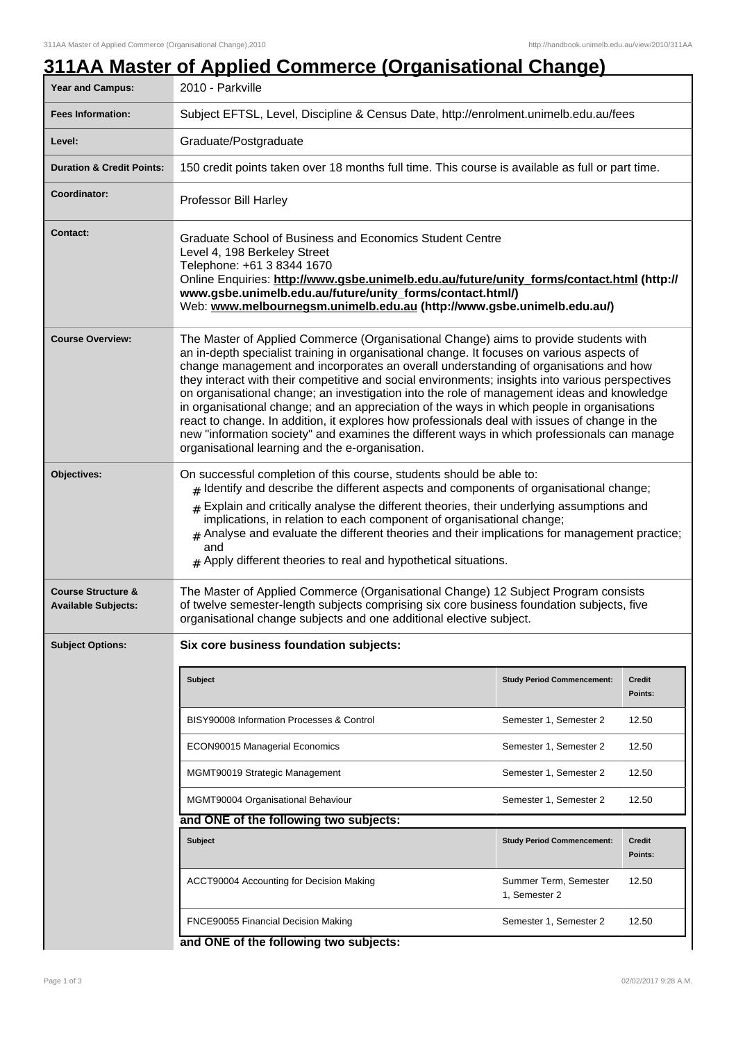# 311AA Master of Applied Commerce (Organisational Change)

| | |
|---|---|
| **Year and Campus:** | 2010 - Parkville |
| **Fees Information:** | Subject EFTSL, Level, Discipline & Census Date, http://enrolment.unimelb.edu.au/fees |
| **Level:** | Graduate/Postgraduate |
| **Duration & Credit Points:** | 150 credit points taken over 18 months full time. This course is available as full or part time. |
| **Coordinator:** | Professor Bill Harley |
| **Contact:** | Graduate School of Business and Economics Student Centre<br>Level 4, 198 Berkeley Street<br>Telephone: +61 3 8344 1670<br>Online Enquiries: **http://www.gsbe.unimelb.edu.au/future/unity_forms/contact.html (http://www.gsbe.unimelb.edu.au/future/unity_forms/contact.html/)**<br>Web: **www.melbournegsm.unimelb.edu.au (http://www.gsbe.unimelb.edu.au/)** |
| **Course Overview:** | The Master of Applied Commerce (Organisational Change) aims to provide students with an in-depth specialist training in organisational change. It focuses on various aspects of change management and incorporates an overall understanding of organisations and how they interact with their competitive and social environments; insights into various perspectives on organisational change; an investigation into the role of management ideas and knowledge in organisational change; and an appreciation of the ways in which people in organisations react to change. In addition, it explores how professionals deal with issues of change in the new "information society" and examines the different ways in which professionals can manage organisational learning and the e-organisation. |
| **Objectives:** | On successful completion of this course, students should be able to:<br># Identify and describe the different aspects and components of organisational change;<br># Explain and critically analyse the different theories, their underlying assumptions and implications, in relation to each component of organisational change;<br># Analyse and evaluate the different theories and their implications for management practice; and<br># Apply different theories to real and hypothetical situations. |
| **Course Structure & Available Subjects:** | The Master of Applied Commerce (Organisational Change) 12 Subject Program consists of twelve semester-length subjects comprising six core business foundation subjects, five organisational change subjects and one additional elective subject. |

**Subject Options:**

**Six core business foundation subjects:**

| Subject | Study Period Commencement: | Credit Points: |
|---|---|---|
| BISY90008 Information Processes & Control | Semester 1, Semester 2 | 12.50 |
| ECON90015 Managerial Economics | Semester 1, Semester 2 | 12.50 |
| MGMT90019 Strategic Management | Semester 1, Semester 2 | 12.50 |
| MGMT90004 Organisational Behaviour | Semester 1, Semester 2 | 12.50 |

**and ONE of the following two subjects:**

| Subject | Study Period Commencement: | Credit Points: |
|---|---|---|
| ACCT90004 Accounting for Decision Making | Summer Term, Semester 1, Semester 2 | 12.50 |
| FNCE90055 Financial Decision Making | Semester 1, Semester 2 | 12.50 |

**and ONE of the following two subjects:**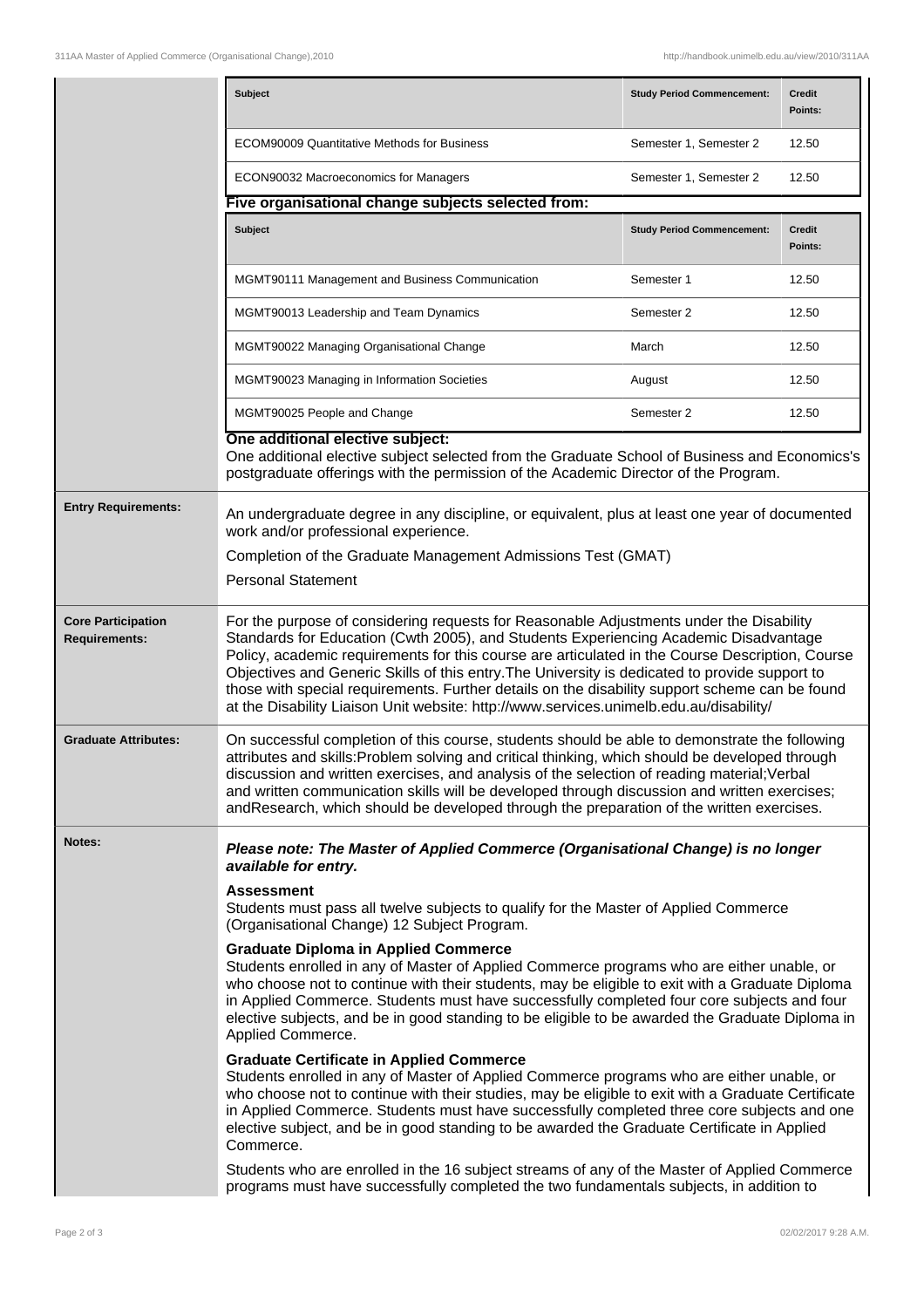| Subject | Study Period Commencement: | Credit Points: |
| --- | --- | --- |
| ECOM90009 Quantitative Methods for Business | Semester 1, Semester 2 | 12.50 |
| ECON90032 Macroeconomics for Managers | Semester 1, Semester 2 | 12.50 |

**Five organisational change subjects selected from:**

| Subject | Study Period Commencement: | Credit Points: |
| --- | --- | --- |
| MGMT90111 Management and Business Communication | Semester 1 | 12.50 |
| MGMT90013 Leadership and Team Dynamics | Semester 2 | 12.50 |
| MGMT90022 Managing Organisational Change | March | 12.50 |
| MGMT90023 Managing in Information Societies | August | 12.50 |
| MGMT90025 People and Change | Semester 2 | 12.50 |

**One additional elective subject:**

One additional elective subject selected from the Graduate School of Business and Economics's postgraduate offerings with the permission of the Academic Director of the Program.

**Entry Requirements:**

An undergraduate degree in any discipline, or equivalent, plus at least one year of documented work and/or professional experience.

Completion of the Graduate Management Admissions Test (GMAT)

Personal Statement

**Core Participation Requirements:**

For the purpose of considering requests for Reasonable Adjustments under the Disability Standards for Education (Cwth 2005), and Students Experiencing Academic Disadvantage Policy, academic requirements for this course are articulated in the Course Description, Course Objectives and Generic Skills of this entry.The University is dedicated to provide support to those with special requirements. Further details on the disability support scheme can be found at the Disability Liaison Unit website: http://www.services.unimelb.edu.au/disability/

**Graduate Attributes:**

On successful completion of this course, students should be able to demonstrate the following attributes and skills:Problem solving and critical thinking, which should be developed through discussion and written exercises, and analysis of the selection of reading material;Verbal and written communication skills will be developed through discussion and written exercises; andResearch, which should be developed through the preparation of the written exercises.

**Notes:**

***Please note: The Master of Applied Commerce (Organisational Change) is no longer available for entry.***

**Assessment**

Students must pass all twelve subjects to qualify for the Master of Applied Commerce (Organisational Change) 12 Subject Program.

**Graduate Diploma in Applied Commerce**

Students enrolled in any of Master of Applied Commerce programs who are either unable, or who choose not to continue with their students, may be eligible to exit with a Graduate Diploma in Applied Commerce. Students must have successfully completed four core subjects and four elective subjects, and be in good standing to be eligible to be awarded the Graduate Diploma in Applied Commerce.

**Graduate Certificate in Applied Commerce**

Students enrolled in any of Master of Applied Commerce programs who are either unable, or who choose not to continue with their studies, may be eligible to exit with a Graduate Certificate in Applied Commerce. Students must have successfully completed three core subjects and one elective subject, and be in good standing to be awarded the Graduate Certificate in Applied Commerce.

Students who are enrolled in the 16 subject streams of any of the Master of Applied Commerce programs must have successfully completed the two fundamentals subjects, in addition to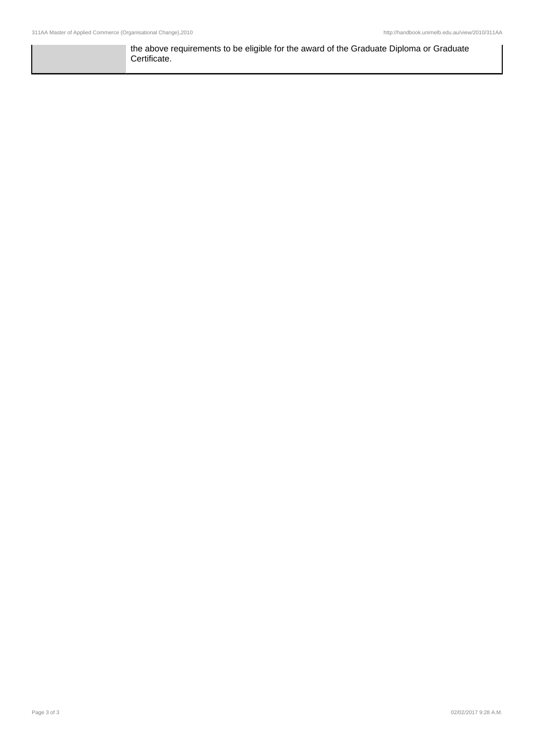| | |
|---|---|
| | the above requirements to be eligible for the award of the Graduate Diploma or Graduate Certificate. |